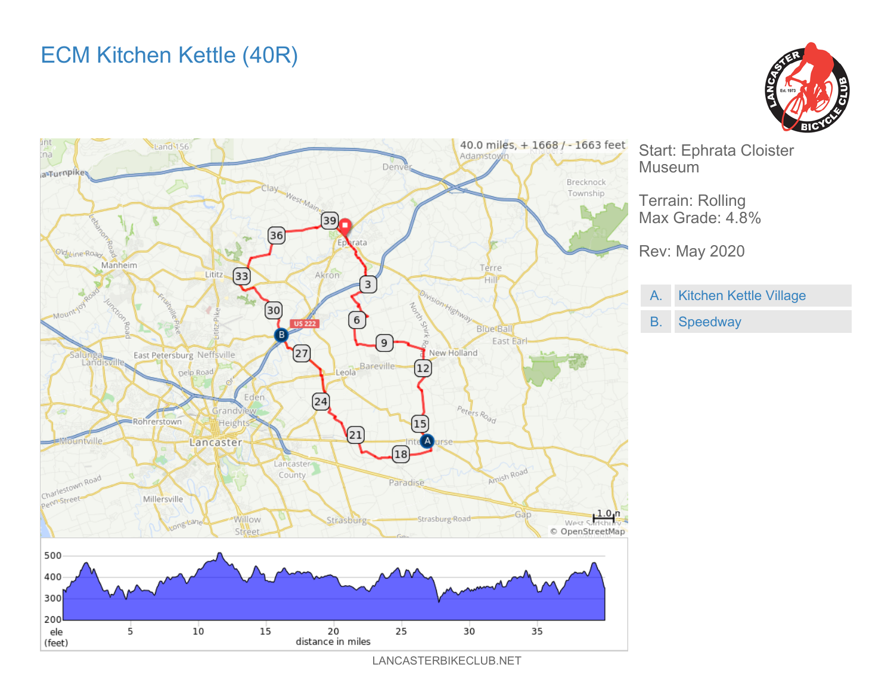# ECM Kitchen Kettle (40R)

Start: Ephrata Cloister Museum

Terrain: Rolling
Max Grade: 4.8%

Rev: May 2020

| | |
|---|---|
| A. | Kitchen Kettle Village |
| B. | Speedway |

40.0 miles, + 1668 / - 1663 feet

LANCASTERBIKECLUB.NET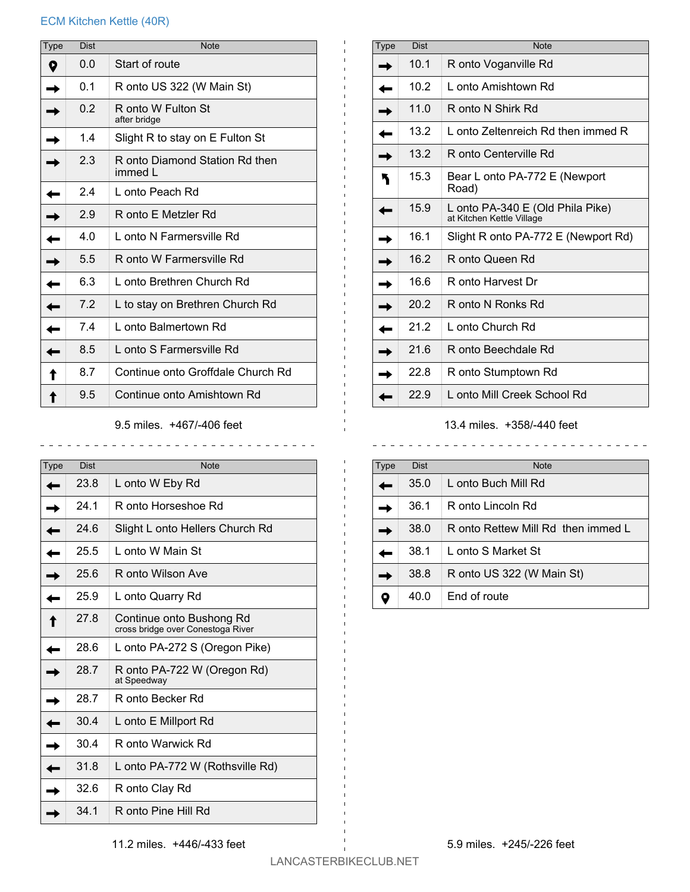# ECM Kitchen Kettle (40R)

| Type | Dist | Note |
|---|---|---|
| Start | 0.0 | Start of route |
| → | 0.1 | R onto US 322 (W Main St) |
| → | 0.2 | R onto W Fulton St<br>after bridge |
| → | 1.4 | Slight R to stay on E Fulton St |
| → | 2.3 | R onto Diamond Station Rd then immed L |
| ← | 2.4 | L onto Peach Rd |
| → | 2.9 | R onto E Metzler Rd |
| ← | 4.0 | L onto N Farmersville Rd |
| → | 5.5 | R onto W Farmersville Rd |
| ← | 6.3 | L onto Brethren Church Rd |
| ← | 7.2 | L to stay on Brethren Church Rd |
| ← | 7.4 | L onto Balmertown Rd |
| ← | 8.5 | L onto S Farmersville Rd |
| ↑ | 8.7 | Continue onto Groffdale Church Rd |
| ↑ | 9.5 | Continue onto Amishtown Rd |

9.5 miles. +467/-406 feet

| Type | Dist | Note |
|---|---|---|
| → | 10.1 | R onto Voganville Rd |
| ← | 10.2 | L onto Amishtown Rd |
| → | 11.0 | R onto N Shirk Rd |
| ← | 13.2 | L onto Zeltenreich Rd then immed R |
| → | 13.2 | R onto Centerville Rd |
| ↰ | 15.3 | Bear L onto PA-772 E (Newport Road) |
| ← | 15.9 | L onto PA-340 E (Old Phila Pike)<br>at Kitchen Kettle Village |
| → | 16.1 | Slight R onto PA-772 E (Newport Rd) |
| → | 16.2 | R onto Queen Rd |
| → | 16.6 | R onto Harvest Dr |
| → | 20.2 | R onto N Ronks Rd |
| ← | 21.2 | L onto Church Rd |
| → | 21.6 | R onto Beechdale Rd |
| → | 22.8 | R onto Stumptown Rd |
| ← | 22.9 | L onto Mill Creek School Rd |

13.4 miles. +358/-440 feet

| Type | Dist | Note |
|---|---|---|
| ← | 23.8 | L onto W Eby Rd |
| → | 24.1 | R onto Horseshoe Rd |
| ← | 24.6 | Slight L onto Hellers Church Rd |
| ← | 25.5 | L onto W Main St |
| → | 25.6 | R onto Wilson Ave |
| ← | 25.9 | L onto Quarry Rd |
| ↑ | 27.8 | Continue onto Bushong Rd<br>cross bridge over Conestoga River |
| ← | 28.6 | L onto PA-272 S (Oregon Pike) |
| → | 28.7 | R onto PA-722 W (Oregon Rd)<br>at Speedway |
| → | 28.7 | R onto Becker Rd |
| ← | 30.4 | L onto E Millport Rd |
| → | 30.4 | R onto Warwick Rd |
| ← | 31.8 | L onto PA-772 W (Rothsville Rd) |
| → | 32.6 | R onto Clay Rd |
| → | 34.1 | R onto Pine Hill Rd |

11.2 miles. +446/-433 feet

| Type | Dist | Note |
|---|---|---|
| ← | 35.0 | L onto Buch Mill Rd |
| → | 36.1 | R onto Lincoln Rd |
| → | 38.0 | R onto Rettew Mill Rd then immed L |
| ← | 38.1 | L onto S Market St |
| → | 38.8 | R onto US 322 (W Main St) |
| End | 40.0 | End of route |

5.9 miles. +245/-226 feet

LANCASTERBIKECLUB.NET